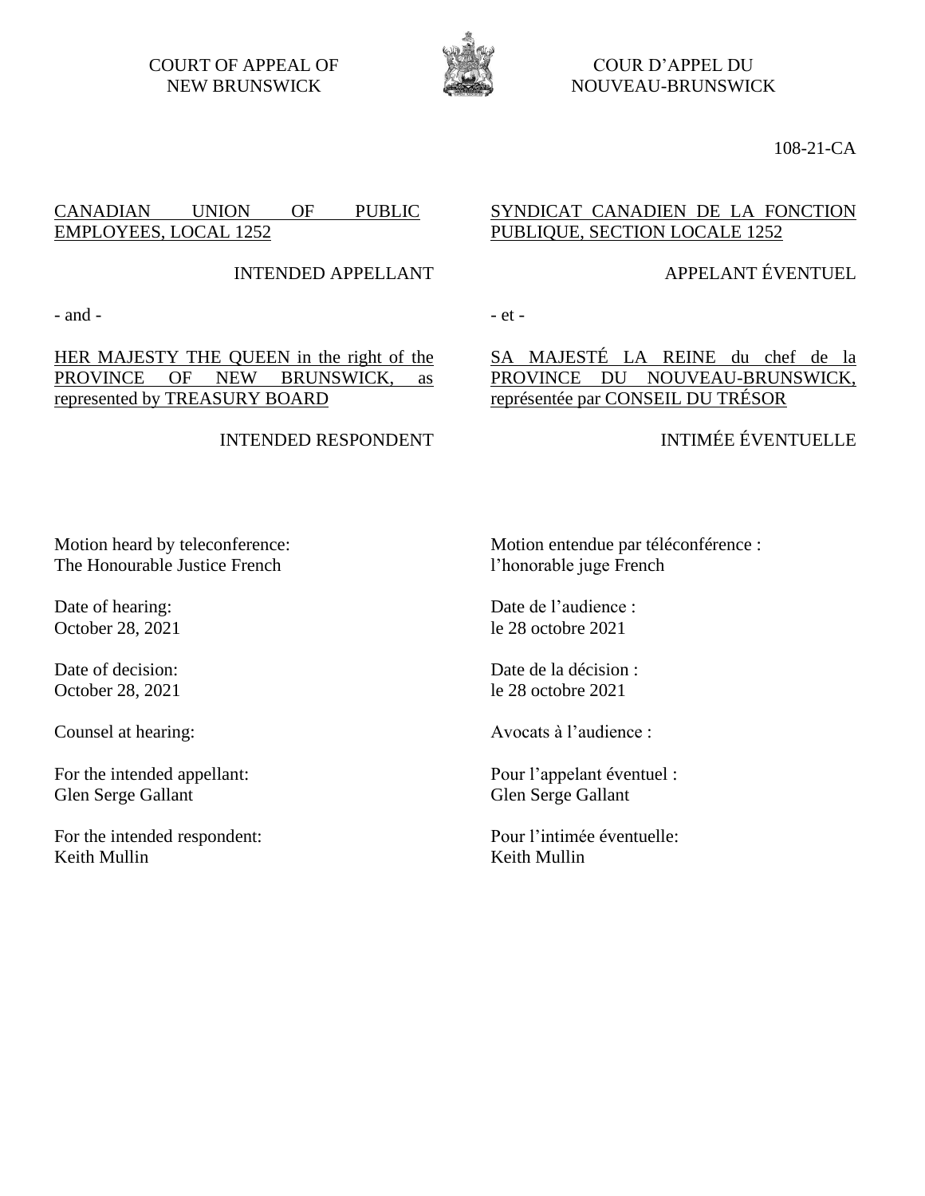COURT OF APPEAL OF NEW BRUNSWICK

COUR D'APPEL DU NOUVEAU-BRUNSWICK

108-21-CA

CANADIAN UNION OF PUBLIC EMPLOYEES, LOCAL 1252

INTENDED APPELLANT

- and -

HER MAJESTY THE QUEEN in the right of the PROVINCE OF NEW BRUNSWICK, as represented by TREASURY BOARD

INTENDED RESPONDENT

SYNDICAT CANADIEN DE LA FONCTION PUBLIQUE, SECTION LOCALE 1252

APPELANT ÉVENTUEL

- et -

SA MAJESTÉ LA REINE du chef de la PROVINCE DU NOUVEAU-BRUNSWICK, représentée par CONSEIL DU TRÉSOR

INTIMÉE ÉVENTUELLE

Motion heard by teleconference:
The Honourable Justice French

Date of hearing:
October 28, 2021

Date of decision:
October 28, 2021

Counsel at hearing:

For the intended appellant:
Glen Serge Gallant

For the intended respondent:
Keith Mullin

Motion entendue par téléconférence :
l'honorable juge French

Date de l'audience :
le 28 octobre 2021

Date de la décision :
le 28 octobre 2021

Avocats à l'audience :

Pour l'appelant éventuel :
Glen Serge Gallant

Pour l'intimée éventuelle:
Keith Mullin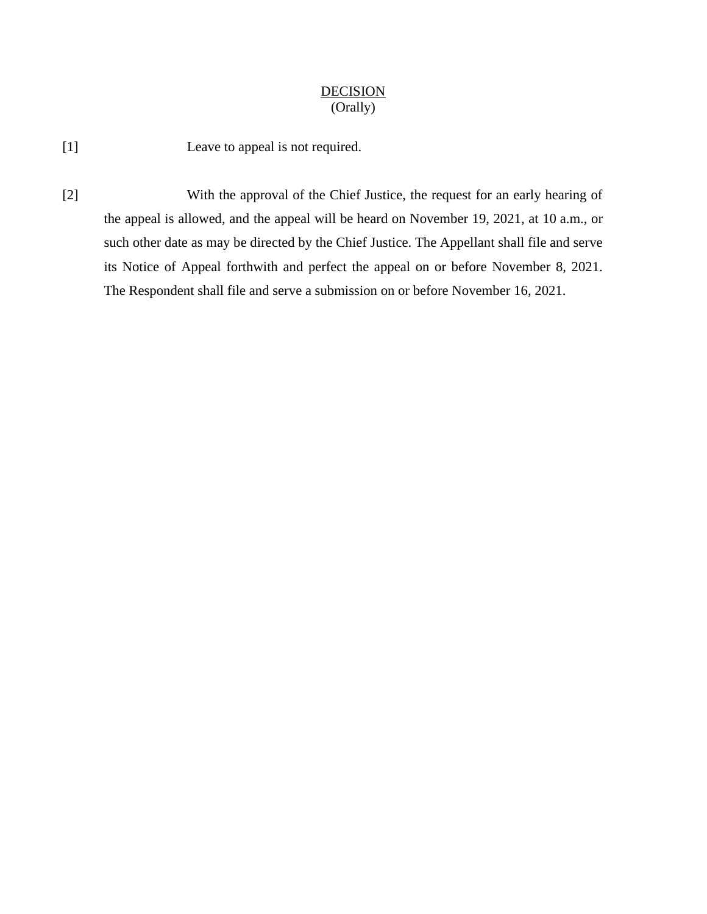<u>DECISION</u>
(Orally)

[1] Leave to appeal is not required.

[2] With the approval of the Chief Justice, the request for an early hearing of the appeal is allowed, and the appeal will be heard on November 19, 2021, at 10 a.m., or such other date as may be directed by the Chief Justice. The Appellant shall file and serve its Notice of Appeal forthwith and perfect the appeal on or before November 8, 2021. The Respondent shall file and serve a submission on or before November 16, 2021.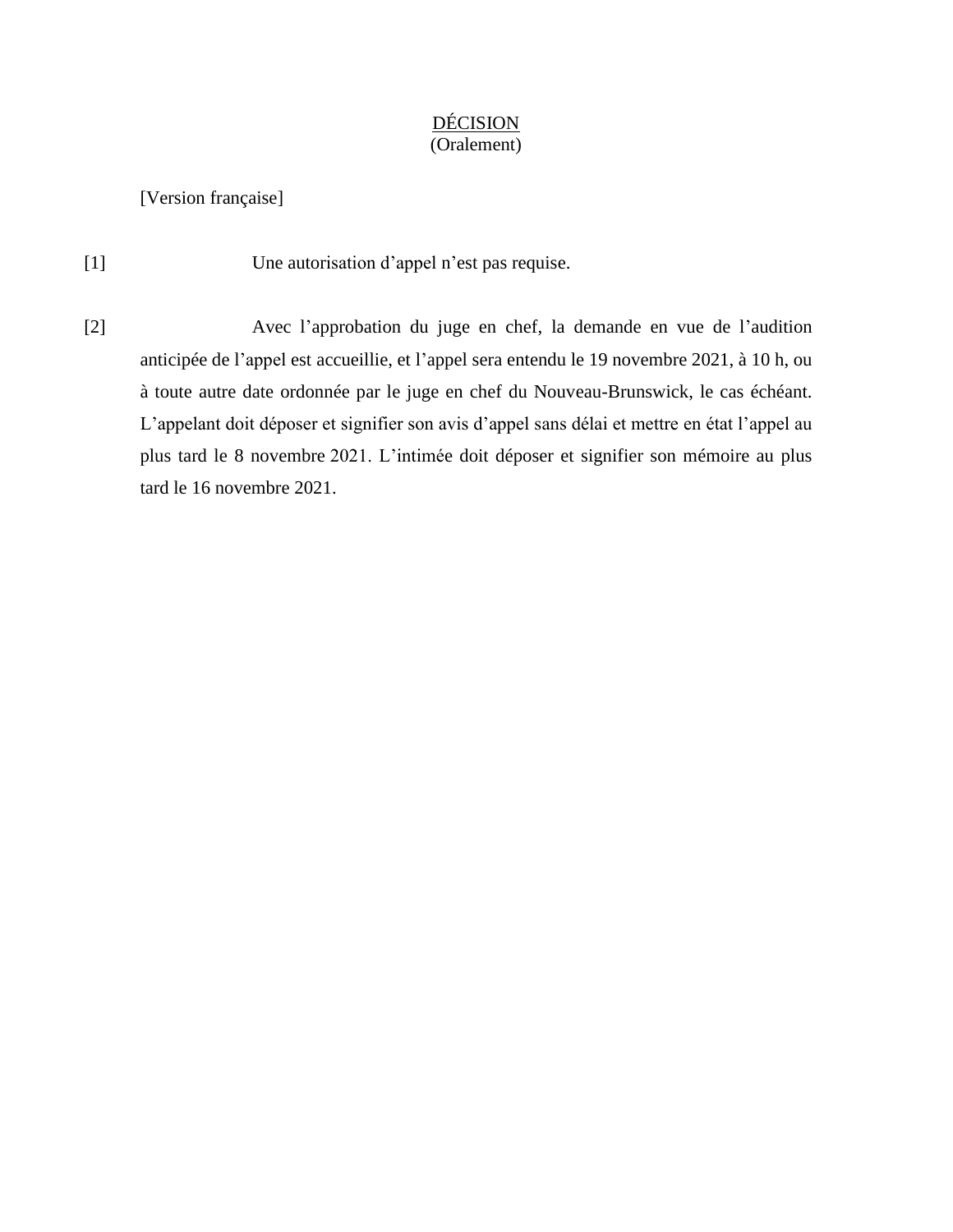<u>DÉCISION</u>
(Oralement)

[Version française]

[1] Une autorisation d'appel n'est pas requise.

[2] Avec l'approbation du juge en chef, la demande en vue de l'audition anticipée de l'appel est accueillie, et l'appel sera entendu le 19 novembre 2021, à 10 h, ou à toute autre date ordonnée par le juge en chef du Nouveau-Brunswick, le cas échéant. L'appelant doit déposer et signifier son avis d'appel sans délai et mettre en état l'appel au plus tard le 8 novembre 2021. L'intimée doit déposer et signifier son mémoire au plus tard le 16 novembre 2021.